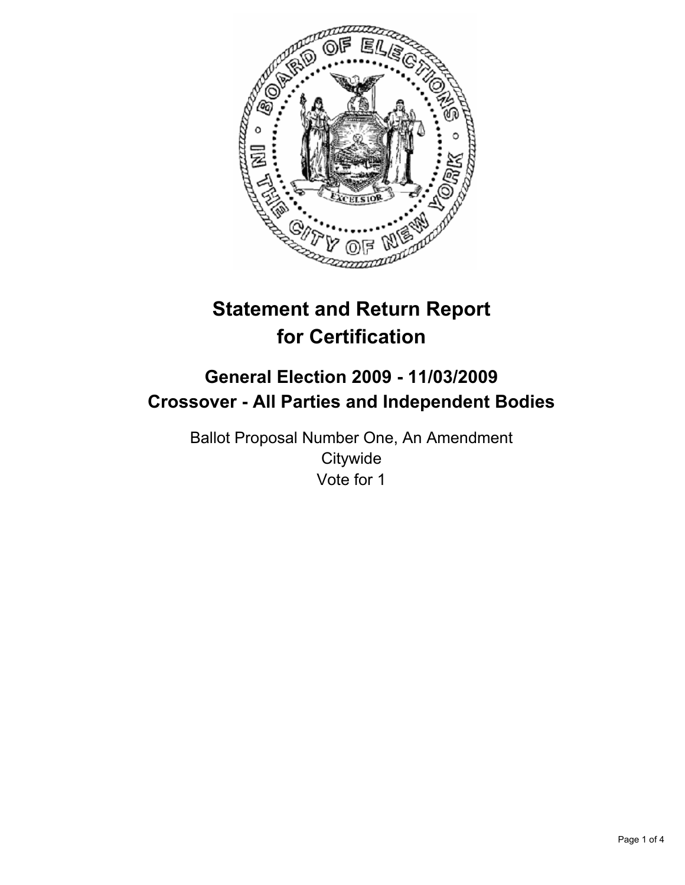# Statement and Return Report for Certification

## General Election 2009 - 11/03/2009
## Crossover - All Parties and Independent Bodies

Ballot Proposal Number One, An Amendment
Citywide
Vote for 1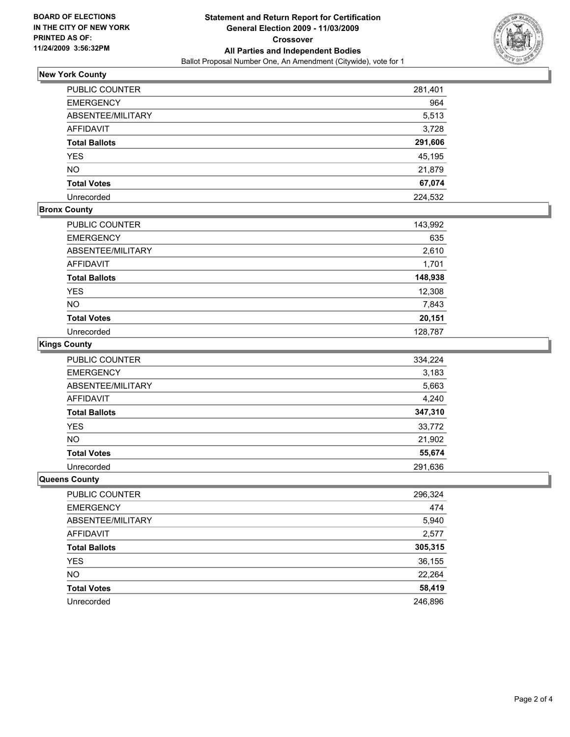**BOARD OF ELECTIONS IN THE CITY OF NEW YORK PRINTED AS OF: 11/24/2009 3:56:32PM**

# Statement and Return Report for Certification
## General Election 2009 - 11/03/2009
## Crossover
## All Parties and Independent Bodies
Ballot Proposal Number One, An Amendment (Citywide), vote for 1

### New York County

| | |
|---|---|
| PUBLIC COUNTER | 281,401 |
| EMERGENCY | 964 |
| ABSENTEE/MILITARY | 5,513 |
| AFFIDAVIT | 3,728 |
| **Total Ballots** | **291,606** |
| YES | 45,195 |
| NO | 21,879 |
| **Total Votes** | **67,074** |
| Unrecorded | 224,532 |

### Bronx County

| | |
|---|---|
| PUBLIC COUNTER | 143,992 |
| EMERGENCY | 635 |
| ABSENTEE/MILITARY | 2,610 |
| AFFIDAVIT | 1,701 |
| **Total Ballots** | **148,938** |
| YES | 12,308 |
| NO | 7,843 |
| **Total Votes** | **20,151** |
| Unrecorded | 128,787 |

### Kings County

| | |
|---|---|
| PUBLIC COUNTER | 334,224 |
| EMERGENCY | 3,183 |
| ABSENTEE/MILITARY | 5,663 |
| AFFIDAVIT | 4,240 |
| **Total Ballots** | **347,310** |
| YES | 33,772 |
| NO | 21,902 |
| **Total Votes** | **55,674** |
| Unrecorded | 291,636 |

### Queens County

| | |
|---|---|
| PUBLIC COUNTER | 296,324 |
| EMERGENCY | 474 |
| ABSENTEE/MILITARY | 5,940 |
| AFFIDAVIT | 2,577 |
| **Total Ballots** | **305,315** |
| YES | 36,155 |
| NO | 22,264 |
| **Total Votes** | **58,419** |
| Unrecorded | 246,896 |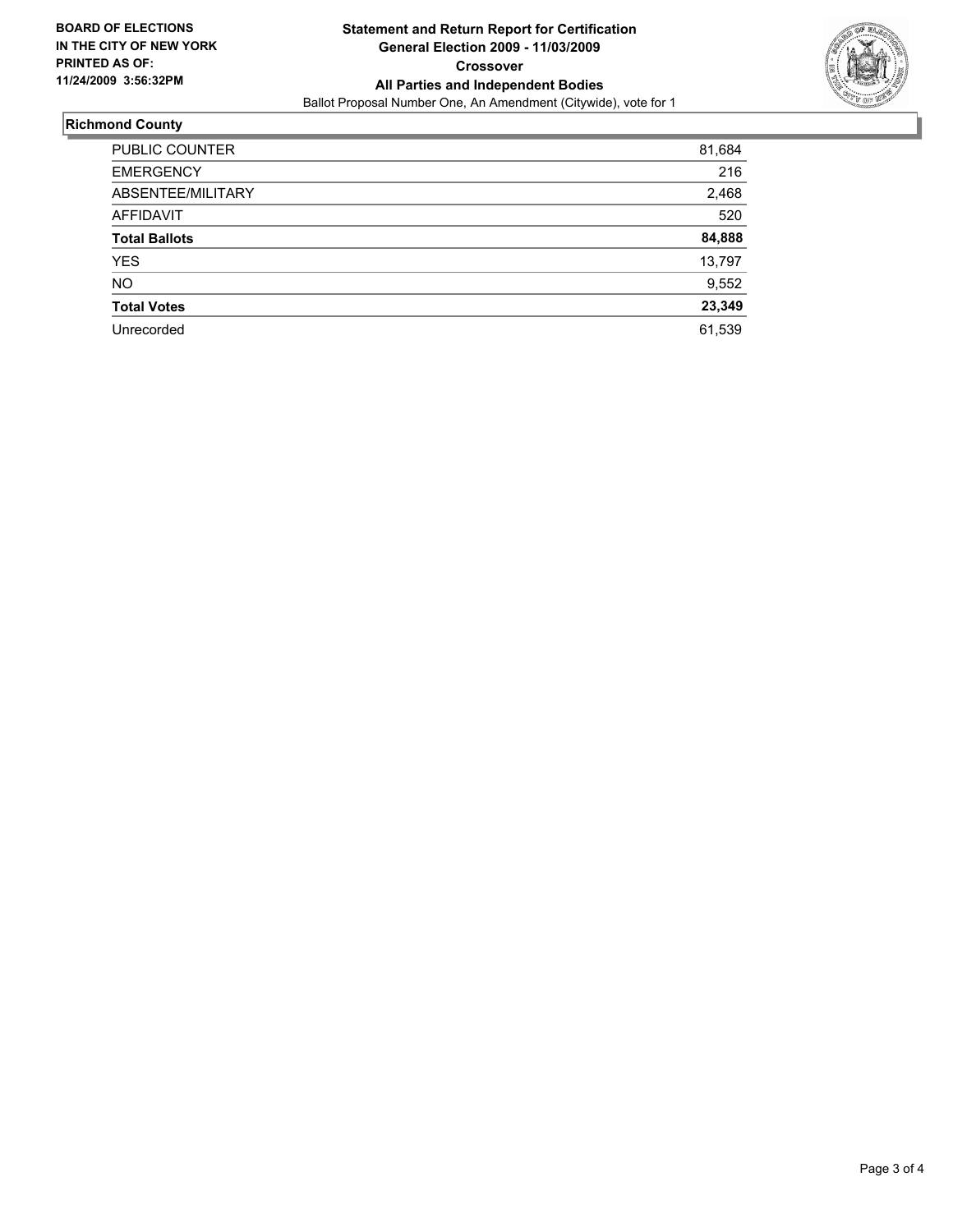**BOARD OF ELECTIONS IN THE CITY OF NEW YORK PRINTED AS OF: 11/24/2009 3:56:32PM**

# Statement and Return Report for Certification
## General Election 2009 - 11/03/2009
## Crossover
## All Parties and Independent Bodies

Ballot Proposal Number One, An Amendment (Citywide), vote for 1

### Richmond County

| | |
|---|---|
| PUBLIC COUNTER | 81,684 |
| EMERGENCY | 216 |
| ABSENTEE/MILITARY | 2,468 |
| AFFIDAVIT | 520 |
| **Total Ballots** | **84,888** |
| YES | 13,797 |
| NO | 9,552 |
| **Total Votes** | **23,349** |
| Unrecorded | 61,539 |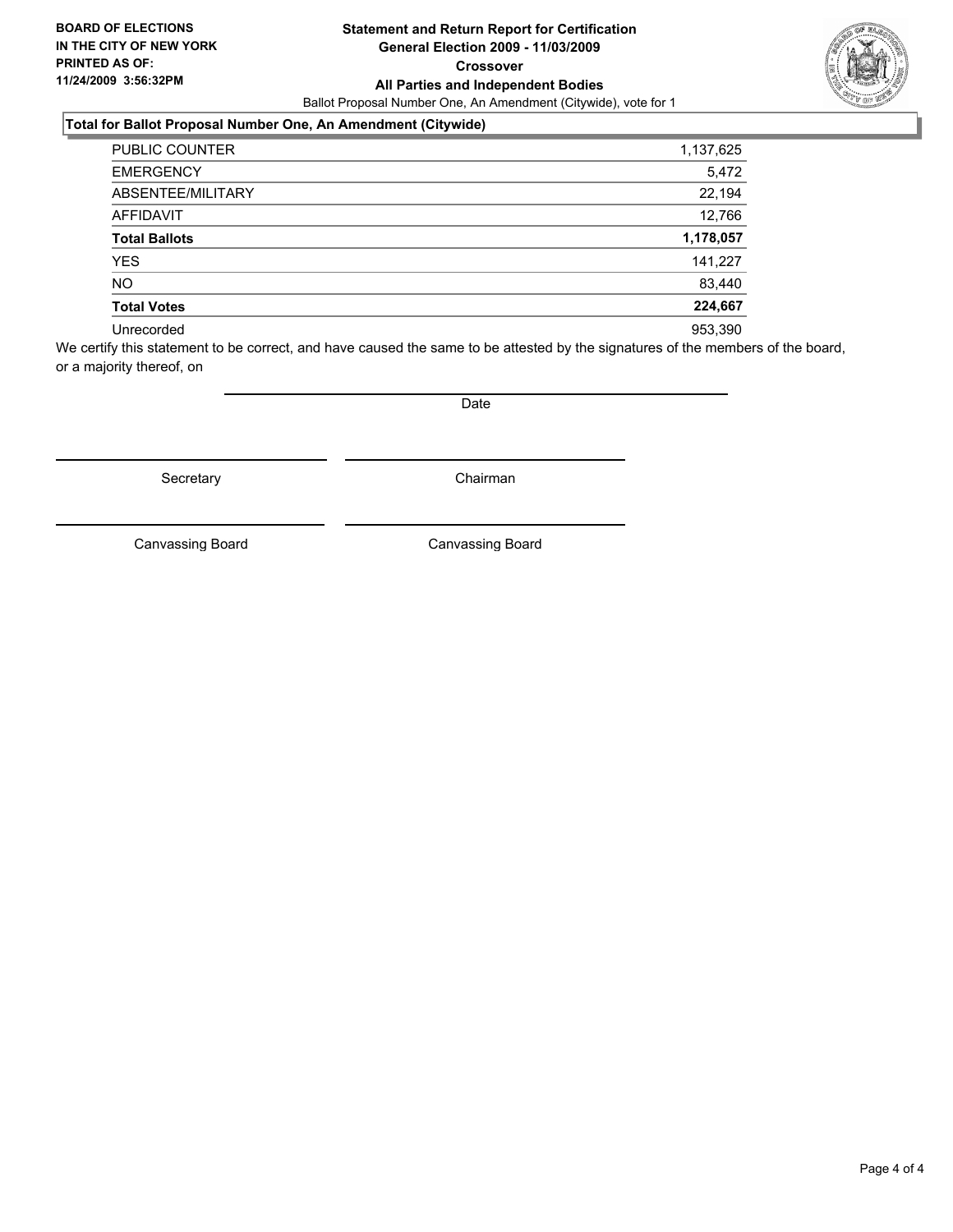**BOARD OF ELECTIONS IN THE CITY OF NEW YORK PRINTED AS OF: 11/24/2009 3:56:32PM**

**Statement and Return Report for Certification**
**General Election 2009 - 11/03/2009**
**Crossover**
**All Parties and Independent Bodies**
Ballot Proposal Number One, An Amendment (Citywide), vote for 1

## Total for Ballot Proposal Number One, An Amendment (Citywide)

| | |
|---|---|
| PUBLIC COUNTER | 1,137,625 |
| EMERGENCY | 5,472 |
| ABSENTEE/MILITARY | 22,194 |
| AFFIDAVIT | 12,766 |
| **Total Ballots** | **1,178,057** |
| YES | 141,227 |
| NO | 83,440 |
| **Total Votes** | **224,667** |
| Unrecorded | 953,390 |

We certify this statement to be correct, and have caused the same to be attested by the signatures of the members of the board, or a majority thereof, on

Date

Secretary

Chairman

Canvassing Board

Canvassing Board